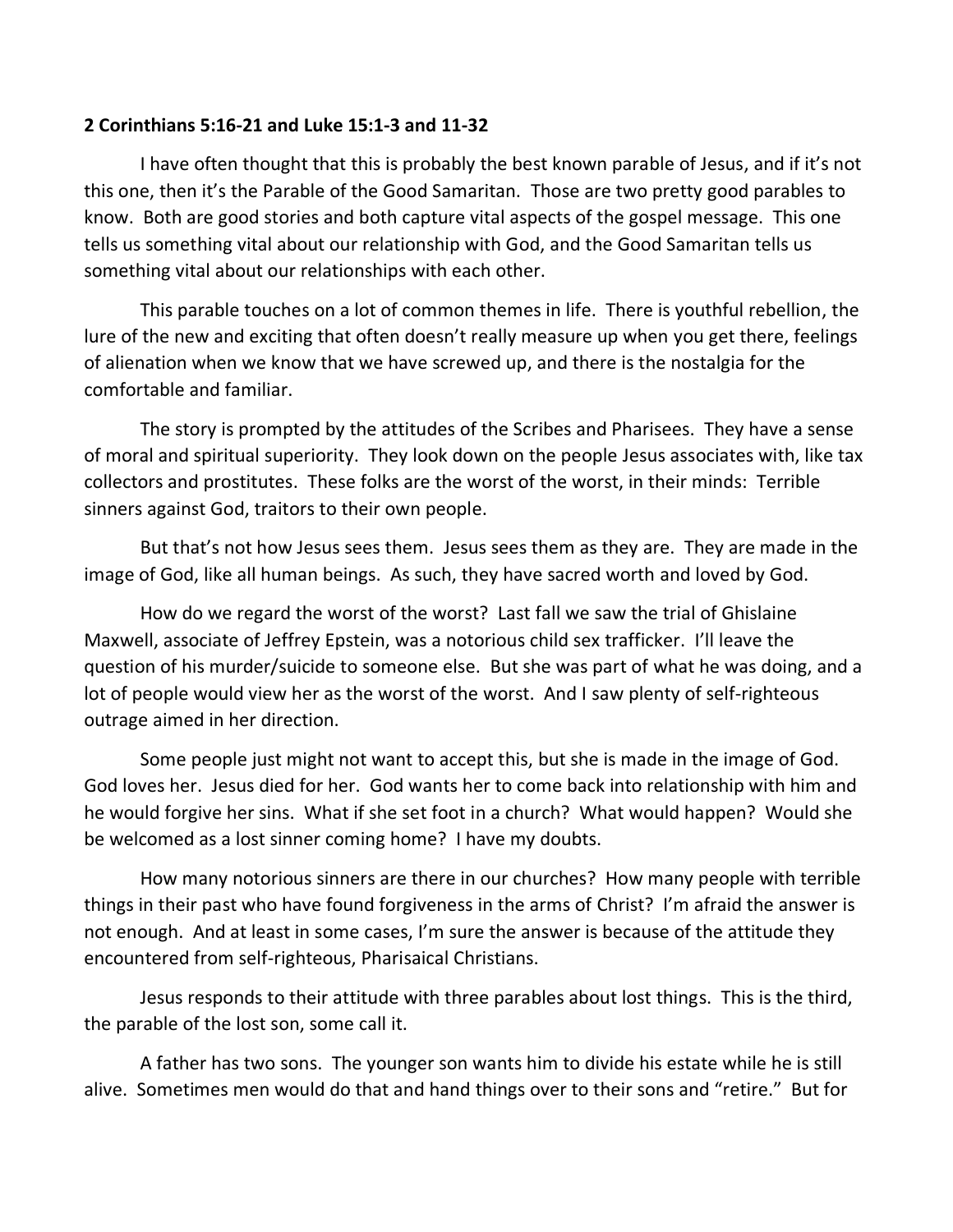**2 Corinthians 5:16-21 and Luke 15:1-3 and 11-32**

I have often thought that this is probably the best known parable of Jesus, and if it's not this one, then it's the Parable of the Good Samaritan. Those are two pretty good parables to know. Both are good stories and both capture vital aspects of the gospel message. This one tells us something vital about our relationship with God, and the Good Samaritan tells us something vital about our relationships with each other.

This parable touches on a lot of common themes in life. There is youthful rebellion, the lure of the new and exciting that often doesn't really measure up when you get there, feelings of alienation when we know that we have screwed up, and there is the nostalgia for the comfortable and familiar.

The story is prompted by the attitudes of the Scribes and Pharisees. They have a sense of moral and spiritual superiority. They look down on the people Jesus associates with, like tax collectors and prostitutes. These folks are the worst of the worst, in their minds: Terrible sinners against God, traitors to their own people.

But that's not how Jesus sees them. Jesus sees them as they are. They are made in the image of God, like all human beings. As such, they have sacred worth and loved by God.

How do we regard the worst of the worst? Last fall we saw the trial of Ghislaine Maxwell, associate of Jeffrey Epstein, was a notorious child sex trafficker. I'll leave the question of his murder/suicide to someone else. But she was part of what he was doing, and a lot of people would view her as the worst of the worst. And I saw plenty of self-righteous outrage aimed in her direction.

Some people just might not want to accept this, but she is made in the image of God. God loves her. Jesus died for her. God wants her to come back into relationship with him and he would forgive her sins. What if she set foot in a church? What would happen? Would she be welcomed as a lost sinner coming home? I have my doubts.

How many notorious sinners are there in our churches? How many people with terrible things in their past who have found forgiveness in the arms of Christ? I'm afraid the answer is not enough. And at least in some cases, I'm sure the answer is because of the attitude they encountered from self-righteous, Pharisaical Christians.

Jesus responds to their attitude with three parables about lost things. This is the third, the parable of the lost son, some call it.

A father has two sons. The younger son wants him to divide his estate while he is still alive. Sometimes men would do that and hand things over to their sons and "retire." But for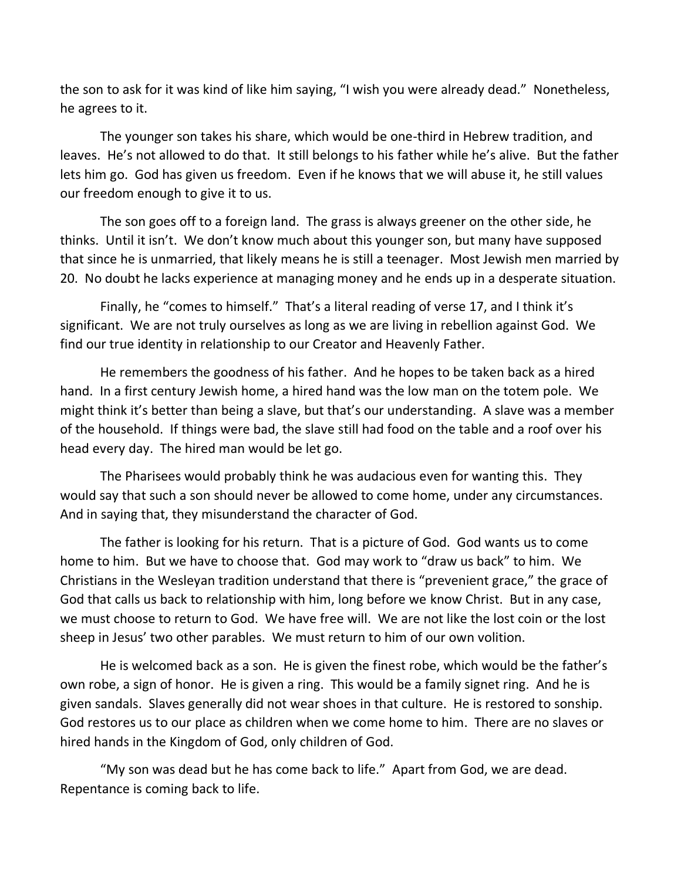the son to ask for it was kind of like him saying, "I wish you were already dead." Nonetheless, he agrees to it.

The younger son takes his share, which would be one-third in Hebrew tradition, and leaves. He's not allowed to do that. It still belongs to his father while he's alive. But the father lets him go. God has given us freedom. Even if he knows that we will abuse it, he still values our freedom enough to give it to us.

The son goes off to a foreign land. The grass is always greener on the other side, he thinks. Until it isn't. We don't know much about this younger son, but many have supposed that since he is unmarried, that likely means he is still a teenager. Most Jewish men married by 20. No doubt he lacks experience at managing money and he ends up in a desperate situation.

Finally, he "comes to himself." That's a literal reading of verse 17, and I think it's significant. We are not truly ourselves as long as we are living in rebellion against God. We find our true identity in relationship to our Creator and Heavenly Father.

He remembers the goodness of his father. And he hopes to be taken back as a hired hand. In a first century Jewish home, a hired hand was the low man on the totem pole. We might think it's better than being a slave, but that's our understanding. A slave was a member of the household. If things were bad, the slave still had food on the table and a roof over his head every day. The hired man would be let go.

The Pharisees would probably think he was audacious even for wanting this. They would say that such a son should never be allowed to come home, under any circumstances. And in saying that, they misunderstand the character of God.

The father is looking for his return. That is a picture of God. God wants us to come home to him. But we have to choose that. God may work to "draw us back" to him. We Christians in the Wesleyan tradition understand that there is "prevenient grace," the grace of God that calls us back to relationship with him, long before we know Christ. But in any case, we must choose to return to God. We have free will. We are not like the lost coin or the lost sheep in Jesus' two other parables. We must return to him of our own volition.

He is welcomed back as a son. He is given the finest robe, which would be the father's own robe, a sign of honor. He is given a ring. This would be a family signet ring. And he is given sandals. Slaves generally did not wear shoes in that culture. He is restored to sonship. God restores us to our place as children when we come home to him. There are no slaves or hired hands in the Kingdom of God, only children of God.

"My son was dead but he has come back to life." Apart from God, we are dead. Repentance is coming back to life.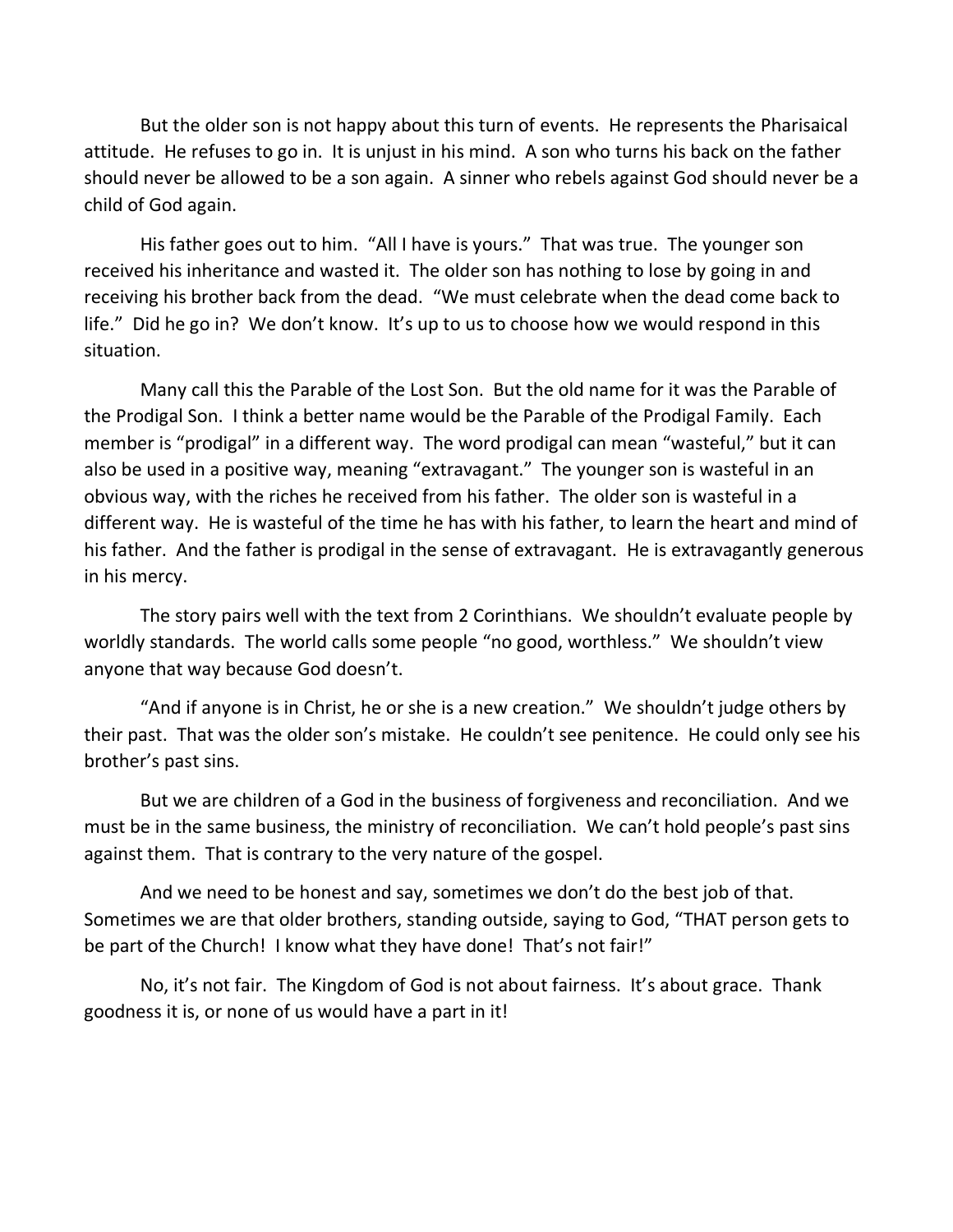But the older son is not happy about this turn of events. He represents the Pharisaical attitude. He refuses to go in. It is unjust in his mind. A son who turns his back on the father should never be allowed to be a son again. A sinner who rebels against God should never be a child of God again.

His father goes out to him. "All I have is yours." That was true. The younger son received his inheritance and wasted it. The older son has nothing to lose by going in and receiving his brother back from the dead. "We must celebrate when the dead come back to life." Did he go in? We don't know. It's up to us to choose how we would respond in this situation.

Many call this the Parable of the Lost Son. But the old name for it was the Parable of the Prodigal Son. I think a better name would be the Parable of the Prodigal Family. Each member is "prodigal" in a different way. The word prodigal can mean "wasteful," but it can also be used in a positive way, meaning "extravagant." The younger son is wasteful in an obvious way, with the riches he received from his father. The older son is wasteful in a different way. He is wasteful of the time he has with his father, to learn the heart and mind of his father. And the father is prodigal in the sense of extravagant. He is extravagantly generous in his mercy.

The story pairs well with the text from 2 Corinthians. We shouldn't evaluate people by worldly standards. The world calls some people "no good, worthless." We shouldn't view anyone that way because God doesn't.

"And if anyone is in Christ, he or she is a new creation." We shouldn't judge others by their past. That was the older son's mistake. He couldn't see penitence. He could only see his brother's past sins.

But we are children of a God in the business of forgiveness and reconciliation. And we must be in the same business, the ministry of reconciliation. We can't hold people's past sins against them. That is contrary to the very nature of the gospel.

And we need to be honest and say, sometimes we don't do the best job of that. Sometimes we are that older brothers, standing outside, saying to God, "THAT person gets to be part of the Church! I know what they have done! That's not fair!"

No, it's not fair. The Kingdom of God is not about fairness. It's about grace. Thank goodness it is, or none of us would have a part in it!